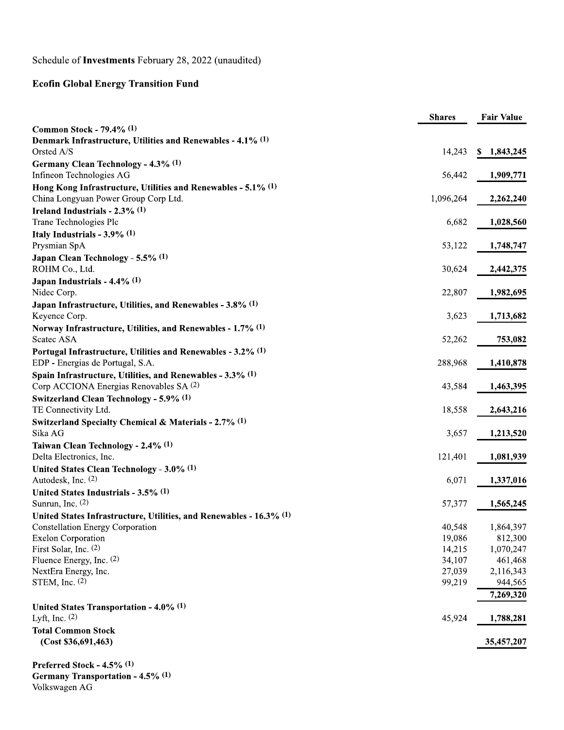Schedule of **Investments** February 28, 2022 (unaudited)

**Ecofin Global Energy Transition Fund**

| | Shares | Fair Value |
|---|---|---|
| **Common Stock - 79.4% (1)** | | |
| **Denmark Infrastructure, Utilities and Renewables - 4.1% (1)** | | |
| Orsted A/S | 14,243 | $ 1,843,245 |
| **Germany Clean Technology - 4.3% (1)** | | |
| Infineon Technologies AG | 56,442 | 1,909,771 |
| **Hong Kong Infrastructure, Utilities and Renewables - 5.1% (1)** | | |
| China Longyuan Power Group Corp Ltd. | 1,096,264 | 2,262,240 |
| **Ireland Industrials - 2.3% (1)** | | |
| Trane Technologies Plc | 6,682 | 1,028,560 |
| **Italy Industrials - 3.9% (1)** | | |
| Prysmian SpA | 53,122 | 1,748,747 |
| **Japan Clean Technology - 5.5% (1)** | | |
| ROHM Co., Ltd. | 30,624 | 2,442,375 |
| **Japan Industrials - 4.4% (1)** | | |
| Nidec Corp. | 22,807 | 1,982,695 |
| **Japan Infrastructure, Utilities, and Renewables - 3.8% (1)** | | |
| Keyence Corp. | 3,623 | 1,713,682 |
| **Norway Infrastructure, Utilities, and Renewables - 1.7% (1)** | | |
| Scatec ASA | 52,262 | 753,082 |
| **Portugal Infrastructure, Utilities and Renewables - 3.2% (1)** | | |
| EDP - Energias de Portugal, S.A. | 288,968 | 1,410,878 |
| **Spain Infrastructure, Utilities, and Renewables - 3.3% (1)** | | |
| Corp ACCIONA Energias Renovables SA (2) | 43,584 | 1,463,395 |
| **Switzerland Clean Technology - 5.9% (1)** | | |
| TE Connectivity Ltd. | 18,558 | 2,643,216 |
| **Switzerland Specialty Chemical & Materials - 2.7% (1)** | | |
| Sika AG | 3,657 | 1,213,520 |
| **Taiwan Clean Technology - 2.4% (1)** | | |
| Delta Electronics, Inc. | 121,401 | 1,081,939 |
| **United States Clean Technology - 3.0% (1)** | | |
| Autodesk, Inc. (2) | 6,071 | 1,337,016 |
| **United States Industrials - 3.5% (1)** | | |
| Sunrun, Inc. (2) | 57,377 | 1,565,245 |
| **United States Infrastructure, Utilities, and Renewables - 16.3% (1)** | | |
| Constellation Energy Corporation | 40,548 | 1,864,397 |
| Exelon Corporation | 19,086 | 812,300 |
| First Solar, Inc. (2) | 14,215 | 1,070,247 |
| Fluence Energy, Inc. (2) | 34,107 | 461,468 |
| NextEra Energy, Inc. | 27,039 | 2,116,343 |
| STEM, Inc. (2) | 99,219 | 944,565 |
| | | 7,269,320 |
| **United States Transportation - 4.0% (1)** | | |
| Lyft, Inc. (2) | 45,924 | 1,788,281 |
| **Total Common Stock (Cost $36,691,463)** | | 35,457,207 |
| | | |
| **Preferred Stock - 4.5% (1)** | | |
| **Germany Transportation - 4.5% (1)** | | |
| Volkswagen AG | | |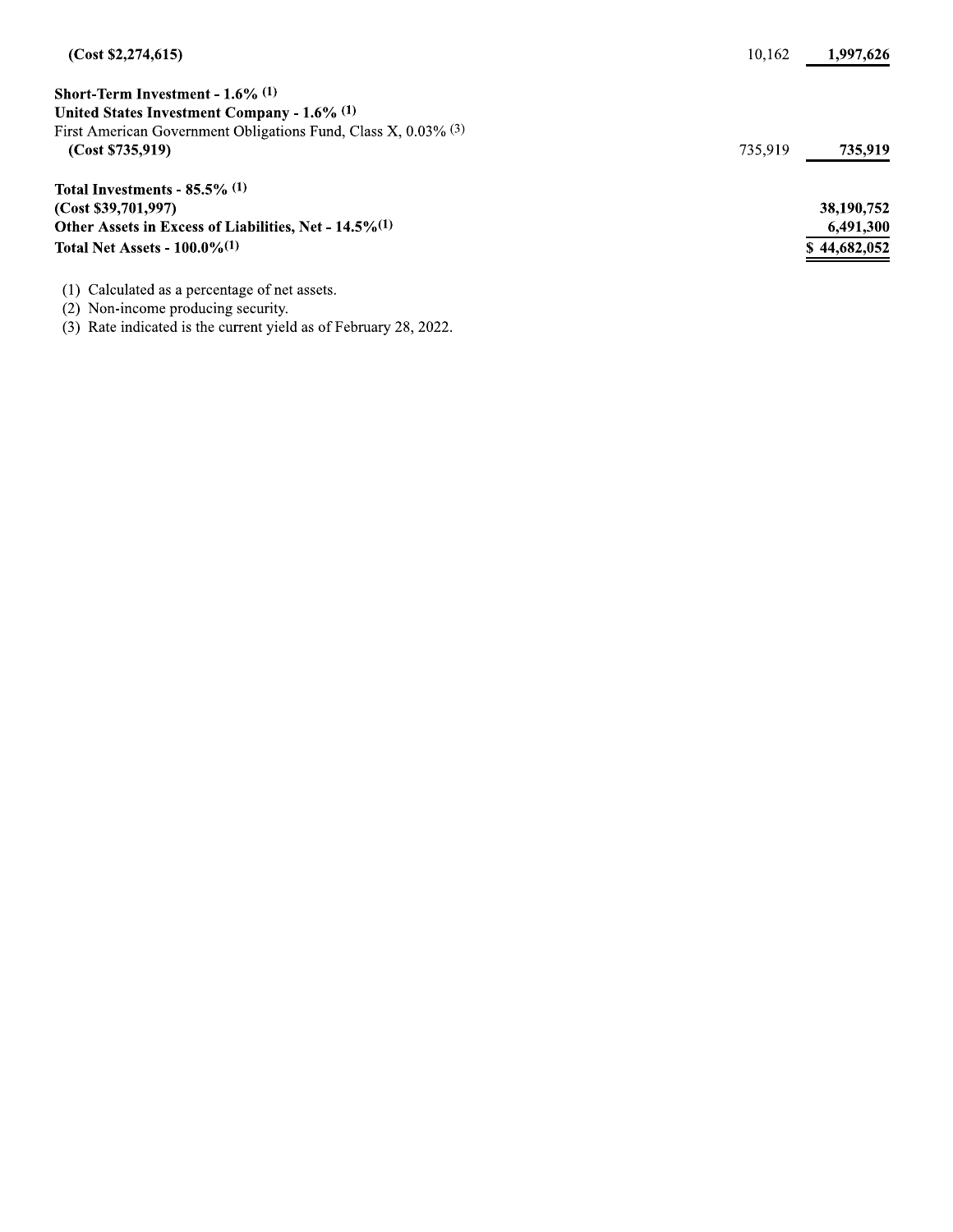| | | |
|---|---|---|
| **(Cost $2,274,615)** | 10,162 | **1,997,626** |
| | | |
| **Short-Term Investment - 1.6%** [(1)] | | |
| **United States Investment Company - 1.6%** [(1)] | | |
| First American Government Obligations Fund, Class X, 0.03% [(3)] | | |
| **(Cost $735,919)** | 735,919 | **735,919** |
| | | |
| **Total Investments - 85.5%** [(1)] | | |
| **(Cost $39,701,997)** | | **38,190,752** |
| **Other Assets in Excess of Liabilities, Net - 14.5%**[(1)] | | **6,491,300** |
| **Total Net Assets - 100.0%**[(1)] | | **$ 44,682,052** |

(1) Calculated as a percentage of net assets.

(2) Non-income producing security.

(3) Rate indicated is the current yield as of February 28, 2022.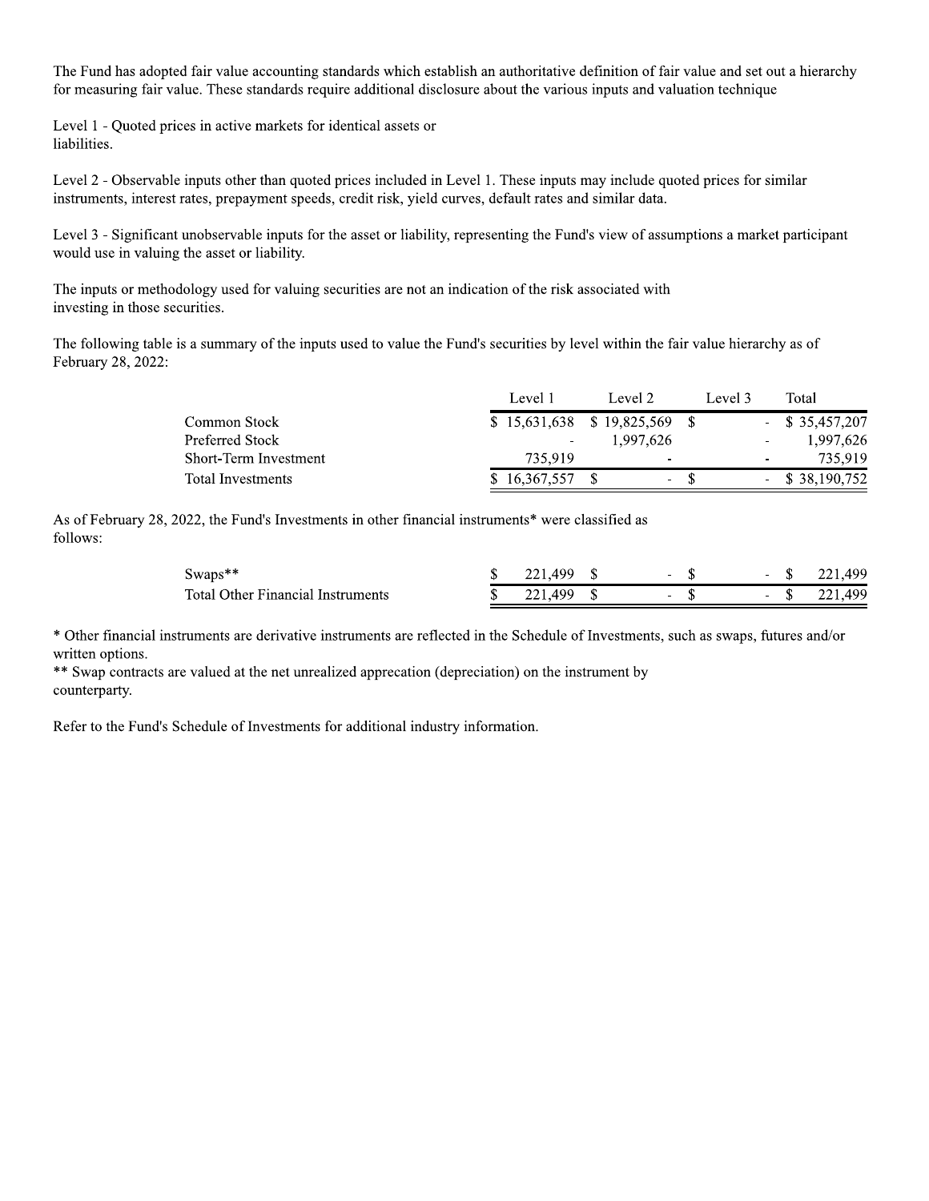The Fund has adopted fair value accounting standards which establish an authoritative definition of fair value and set out a hierarchy for measuring fair value. These standards require additional disclosure about the various inputs and valuation technique

Level 1 - Quoted prices in active markets for identical assets or liabilities.

Level 2 - Observable inputs other than quoted prices included in Level 1. These inputs may include quoted prices for similar instruments, interest rates, prepayment speeds, credit risk, yield curves, default rates and similar data.

Level 3 - Significant unobservable inputs for the asset or liability, representing the Fund's view of assumptions a market participant would use in valuing the asset or liability.

The inputs or methodology used for valuing securities are not an indication of the risk associated with investing in those securities.

The following table is a summary of the inputs used to value the Fund's securities by level within the fair value hierarchy as of February 28, 2022:

| | Level 1 | Level 2 | Level 3 | Total |
|---|---|---|---|---|
| Common Stock | $ 15,631,638 | $ 19,825,569 | $ - | $ 35,457,207 |
| Preferred Stock | - | 1,997,626 | - | 1,997,626 |
| Short-Term Investment | 735,919 | - | - | 735,919 |
| Total Investments | $ 16,367,557 | $ - | $ - | $ 38,190,752 |

As of February 28, 2022, the Fund's Investments in other financial instruments* were classified as follows:

| | Level 1 | Level 2 | Level 3 | Total |
|---|---|---|---|---|
| Swaps** | $ 221,499 | $ - | $ - | $ 221,499 |
| Total Other Financial Instruments | $ 221,499 | $ - | $ - | $ 221,499 |

* Other financial instruments are derivative instruments are reflected in the Schedule of Investments, such as swaps, futures and/or written options.

** Swap contracts are valued at the net unrealized apprecation (depreciation) on the instrument by counterparty.

Refer to the Fund's Schedule of Investments for additional industry information.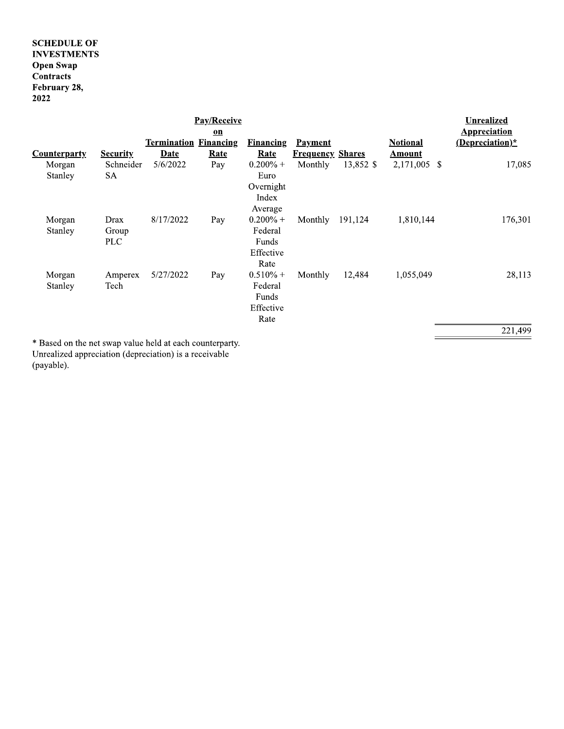**SCHEDULE OF INVESTMENTS**
**Open Swap Contracts**
**February 28, 2022**

| Counterparty | Security | Termination Date | Pay/Receive on Financing Rate | Financing Rate | Payment Frequency | Shares | Notional Amount | Unrealized Appreciation (Depreciation)* |
|---|---|---|---|---|---|---|---|---|
| Morgan Stanley | Schneider SA | 5/6/2022 | Pay | 0.200% + Euro Overnight Index Average | Monthly | 13,852 | $ 2,171,005 | $ 17,085 |
| Morgan Stanley | Drax Group PLC | 8/17/2022 | Pay | 0.200% + Federal Funds Effective Rate | Monthly | 191,124 | 1,810,144 | 176,301 |
| Morgan Stanley | Amperex Tech | 5/27/2022 | Pay | 0.510% + Federal Funds Effective Rate | Monthly | 12,484 | 1,055,049 | 28,113 |
| | | | | | | | | 221,499 |

* Based on the net swap value held at each counterparty. Unrealized appreciation (depreciation) is a receivable (payable).